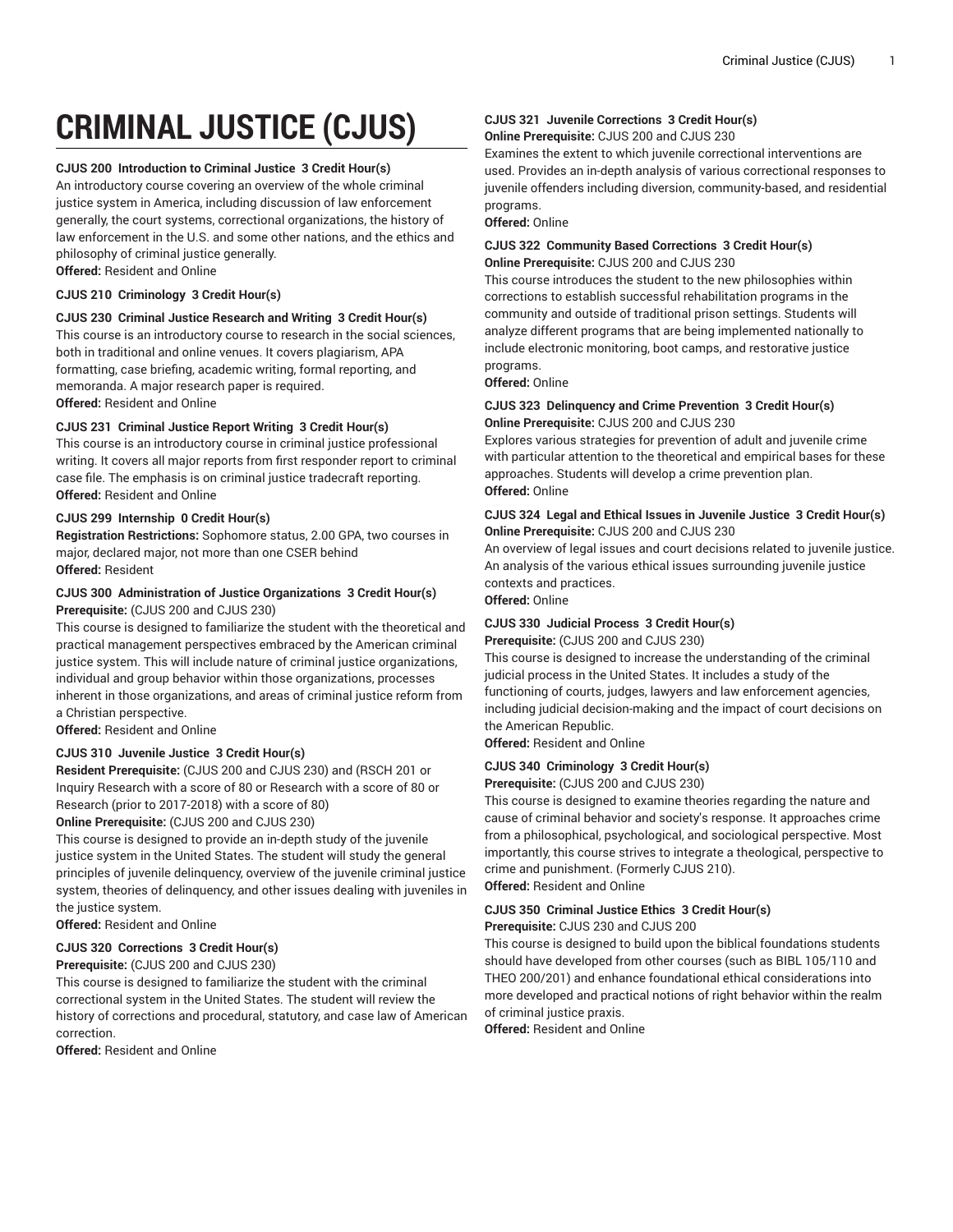# CRIMINAL JUSTICE (CJUS)

**CJUS 200 Introduction to Criminal Justice 3 Credit Hour(s)**
An introductory course covering an overview of the whole criminal justice system in America, including discussion of law enforcement generally, the court systems, correctional organizations, the history of law enforcement in the U.S. and some other nations, and the ethics and philosophy of criminal justice generally.
**Offered:** Resident and Online

**CJUS 210 Criminology 3 Credit Hour(s)**

**CJUS 230 Criminal Justice Research and Writing 3 Credit Hour(s)**
This course is an introductory course to research in the social sciences, both in traditional and online venues. It covers plagiarism, APA formatting, case briefing, academic writing, formal reporting, and memoranda. A major research paper is required.
**Offered:** Resident and Online

**CJUS 231 Criminal Justice Report Writing 3 Credit Hour(s)**
This course is an introductory course in criminal justice professional writing. It covers all major reports from first responder report to criminal case file. The emphasis is on criminal justice tradecraft reporting.
**Offered:** Resident and Online

**CJUS 299 Internship 0 Credit Hour(s)**
**Registration Restrictions:** Sophomore status, 2.00 GPA, two courses in major, declared major, not more than one CSER behind
**Offered:** Resident

**CJUS 300 Administration of Justice Organizations 3 Credit Hour(s)**
**Prerequisite:** (CJUS 200 and CJUS 230)
This course is designed to familiarize the student with the theoretical and practical management perspectives embraced by the American criminal justice system. This will include nature of criminal justice organizations, individual and group behavior within those organizations, processes inherent in those organizations, and areas of criminal justice reform from a Christian perspective.
**Offered:** Resident and Online

**CJUS 310 Juvenile Justice 3 Credit Hour(s)**
**Resident Prerequisite:** (CJUS 200 and CJUS 230) and (RSCH 201 or Inquiry Research with a score of 80 or Research with a score of 80 or Research (prior to 2017-2018) with a score of 80)
**Online Prerequisite:** (CJUS 200 and CJUS 230)
This course is designed to provide an in-depth study of the juvenile justice system in the United States. The student will study the general principles of juvenile delinquency, overview of the juvenile criminal justice system, theories of delinquency, and other issues dealing with juveniles in the justice system.
**Offered:** Resident and Online

**CJUS 320 Corrections 3 Credit Hour(s)**
**Prerequisite:** (CJUS 200 and CJUS 230)
This course is designed to familiarize the student with the criminal correctional system in the United States. The student will review the history of corrections and procedural, statutory, and case law of American correction.
**Offered:** Resident and Online

**CJUS 321 Juvenile Corrections 3 Credit Hour(s)**
**Online Prerequisite:** CJUS 200 and CJUS 230
Examines the extent to which juvenile correctional interventions are used. Provides an in-depth analysis of various correctional responses to juvenile offenders including diversion, community-based, and residential programs.
**Offered:** Online

**CJUS 322 Community Based Corrections 3 Credit Hour(s)**
**Online Prerequisite:** CJUS 200 and CJUS 230
This course introduces the student to the new philosophies within corrections to establish successful rehabilitation programs in the community and outside of traditional prison settings. Students will analyze different programs that are being implemented nationally to include electronic monitoring, boot camps, and restorative justice programs.
**Offered:** Online

**CJUS 323 Delinquency and Crime Prevention 3 Credit Hour(s)**
**Online Prerequisite:** CJUS 200 and CJUS 230
Explores various strategies for prevention of adult and juvenile crime with particular attention to the theoretical and empirical bases for these approaches. Students will develop a crime prevention plan.
**Offered:** Online

**CJUS 324 Legal and Ethical Issues in Juvenile Justice 3 Credit Hour(s)**
**Online Prerequisite:** CJUS 200 and CJUS 230
An overview of legal issues and court decisions related to juvenile justice. An analysis of the various ethical issues surrounding juvenile justice contexts and practices.
**Offered:** Online

**CJUS 330 Judicial Process 3 Credit Hour(s)**
**Prerequisite:** (CJUS 200 and CJUS 230)
This course is designed to increase the understanding of the criminal judicial process in the United States. It includes a study of the functioning of courts, judges, lawyers and law enforcement agencies, including judicial decision-making and the impact of court decisions on the American Republic.
**Offered:** Resident and Online

**CJUS 340 Criminology 3 Credit Hour(s)**
**Prerequisite:** (CJUS 200 and CJUS 230)
This course is designed to examine theories regarding the nature and cause of criminal behavior and society's response. It approaches crime from a philosophical, psychological, and sociological perspective. Most importantly, this course strives to integrate a theological, perspective to crime and punishment. (Formerly CJUS 210).
**Offered:** Resident and Online

**CJUS 350 Criminal Justice Ethics 3 Credit Hour(s)**
**Prerequisite:** CJUS 230 and CJUS 200
This course is designed to build upon the biblical foundations students should have developed from other courses (such as BIBL 105/110 and THEO 200/201) and enhance foundational ethical considerations into more developed and practical notions of right behavior within the realm of criminal justice praxis.
**Offered:** Resident and Online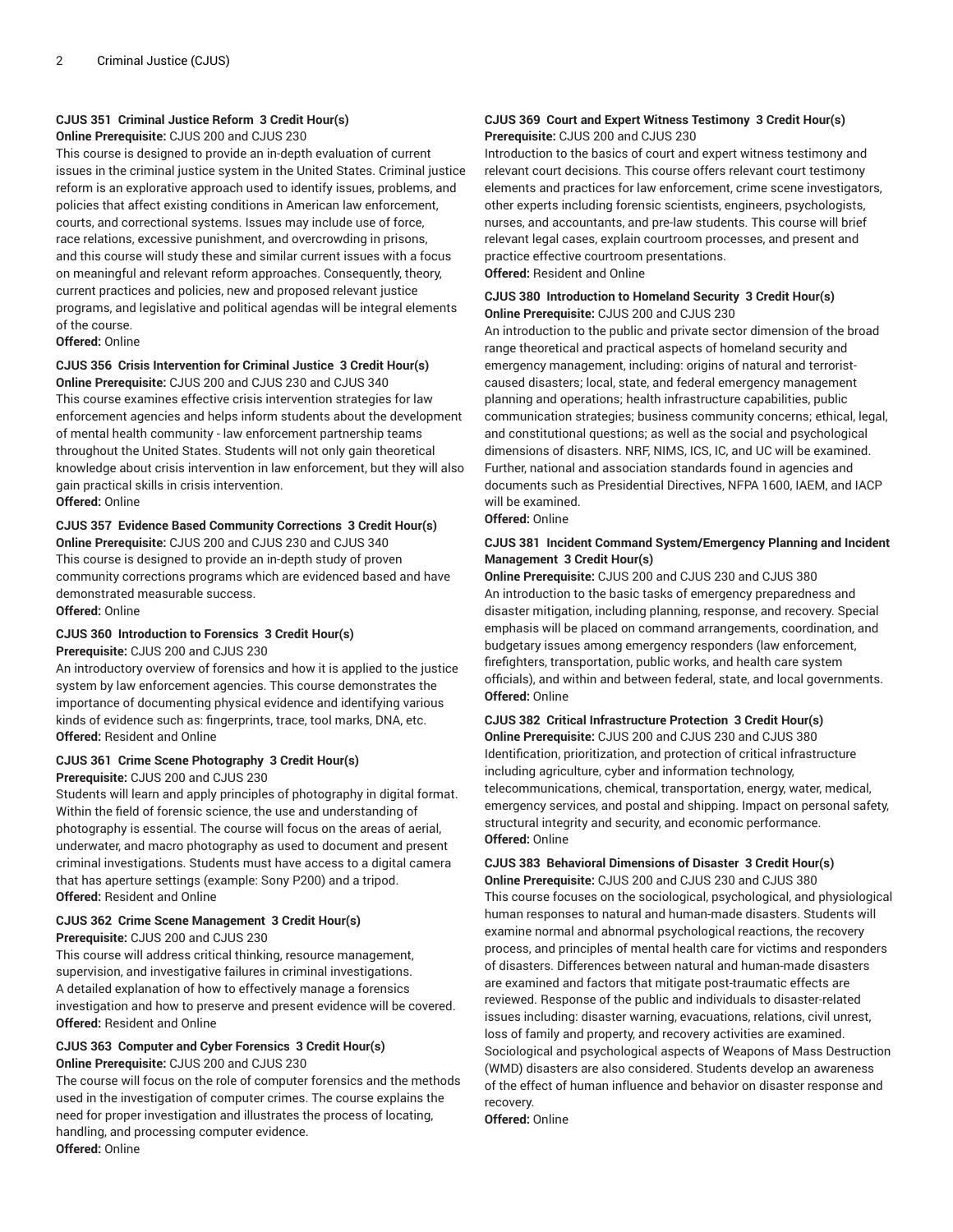### CJUS 351 Criminal Justice Reform 3 Credit Hour(s)

**Online Prerequisite:** CJUS 200 and CJUS 230

This course is designed to provide an in-depth evaluation of current issues in the criminal justice system in the United States. Criminal justice reform is an explorative approach used to identify issues, problems, and policies that affect existing conditions in American law enforcement, courts, and correctional systems. Issues may include use of force, race relations, excessive punishment, and overcrowding in prisons, and this course will study these and similar current issues with a focus on meaningful and relevant reform approaches. Consequently, theory, current practices and policies, new and proposed relevant justice programs, and legislative and political agendas will be integral elements of the course.

**Offered:** Online

### CJUS 356 Crisis Intervention for Criminal Justice 3 Credit Hour(s)

**Online Prerequisite:** CJUS 200 and CJUS 230 and CJUS 340

This course examines effective crisis intervention strategies for law enforcement agencies and helps inform students about the development of mental health community - law enforcement partnership teams throughout the United States. Students will not only gain theoretical knowledge about crisis intervention in law enforcement, but they will also gain practical skills in crisis intervention.

**Offered:** Online

### CJUS 357 Evidence Based Community Corrections 3 Credit Hour(s)

**Online Prerequisite:** CJUS 200 and CJUS 230 and CJUS 340

This course is designed to provide an in-depth study of proven community corrections programs which are evidenced based and have demonstrated measurable success.

**Offered:** Online

### CJUS 360 Introduction to Forensics 3 Credit Hour(s)

**Prerequisite:** CJUS 200 and CJUS 230

An introductory overview of forensics and how it is applied to the justice system by law enforcement agencies. This course demonstrates the importance of documenting physical evidence and identifying various kinds of evidence such as: fingerprints, trace, tool marks, DNA, etc.

**Offered:** Resident and Online

### CJUS 361 Crime Scene Photography 3 Credit Hour(s)

**Prerequisite:** CJUS 200 and CJUS 230

Students will learn and apply principles of photography in digital format. Within the field of forensic science, the use and understanding of photography is essential. The course will focus on the areas of aerial, underwater, and macro photography as used to document and present criminal investigations. Students must have access to a digital camera that has aperture settings (example: Sony P200) and a tripod.

**Offered:** Resident and Online

### CJUS 362 Crime Scene Management 3 Credit Hour(s)

**Prerequisite:** CJUS 200 and CJUS 230

This course will address critical thinking, resource management, supervision, and investigative failures in criminal investigations. A detailed explanation of how to effectively manage a forensics investigation and how to preserve and present evidence will be covered.

**Offered:** Resident and Online

### CJUS 363 Computer and Cyber Forensics 3 Credit Hour(s)

**Online Prerequisite:** CJUS 200 and CJUS 230

The course will focus on the role of computer forensics and the methods used in the investigation of computer crimes. The course explains the need for proper investigation and illustrates the process of locating, handling, and processing computer evidence.

**Offered:** Online

### CJUS 369 Court and Expert Witness Testimony 3 Credit Hour(s)

**Prerequisite:** CJUS 200 and CJUS 230

Introduction to the basics of court and expert witness testimony and relevant court decisions. This course offers relevant court testimony elements and practices for law enforcement, crime scene investigators, other experts including forensic scientists, engineers, psychologists, nurses, and accountants, and pre-law students. This course will brief relevant legal cases, explain courtroom processes, and present and practice effective courtroom presentations.

**Offered:** Resident and Online

### CJUS 380 Introduction to Homeland Security 3 Credit Hour(s)

**Online Prerequisite:** CJUS 200 and CJUS 230

An introduction to the public and private sector dimension of the broad range theoretical and practical aspects of homeland security and emergency management, including: origins of natural and terrorist-caused disasters; local, state, and federal emergency management planning and operations; health infrastructure capabilities, public communication strategies; business community concerns; ethical, legal, and constitutional questions; as well as the social and psychological dimensions of disasters. NRF, NIMS, ICS, IC, and UC will be examined. Further, national and association standards found in agencies and documents such as Presidential Directives, NFPA 1600, IAEM, and IACP will be examined.

**Offered:** Online

### CJUS 381 Incident Command System/Emergency Planning and Incident Management 3 Credit Hour(s)

**Online Prerequisite:** CJUS 200 and CJUS 230 and CJUS 380

An introduction to the basic tasks of emergency preparedness and disaster mitigation, including planning, response, and recovery. Special emphasis will be placed on command arrangements, coordination, and budgetary issues among emergency responders (law enforcement, firefighters, transportation, public works, and health care system officials), and within and between federal, state, and local governments.

**Offered:** Online

### CJUS 382 Critical Infrastructure Protection 3 Credit Hour(s)

**Online Prerequisite:** CJUS 200 and CJUS 230 and CJUS 380

Identification, prioritization, and protection of critical infrastructure including agriculture, cyber and information technology, telecommunications, chemical, transportation, energy, water, medical, emergency services, and postal and shipping. Impact on personal safety, structural integrity and security, and economic performance.

**Offered:** Online

### CJUS 383 Behavioral Dimensions of Disaster 3 Credit Hour(s)

**Online Prerequisite:** CJUS 200 and CJUS 230 and CJUS 380

This course focuses on the sociological, psychological, and physiological human responses to natural and human-made disasters. Students will examine normal and abnormal psychological reactions, the recovery process, and principles of mental health care for victims and responders of disasters. Differences between natural and human-made disasters are examined and factors that mitigate post-traumatic effects are reviewed. Response of the public and individuals to disaster-related issues including: disaster warning, evacuations, relations, civil unrest, loss of family and property, and recovery activities are examined. Sociological and psychological aspects of Weapons of Mass Destruction (WMD) disasters are also considered. Students develop an awareness of the effect of human influence and behavior on disaster response and recovery.

**Offered:** Online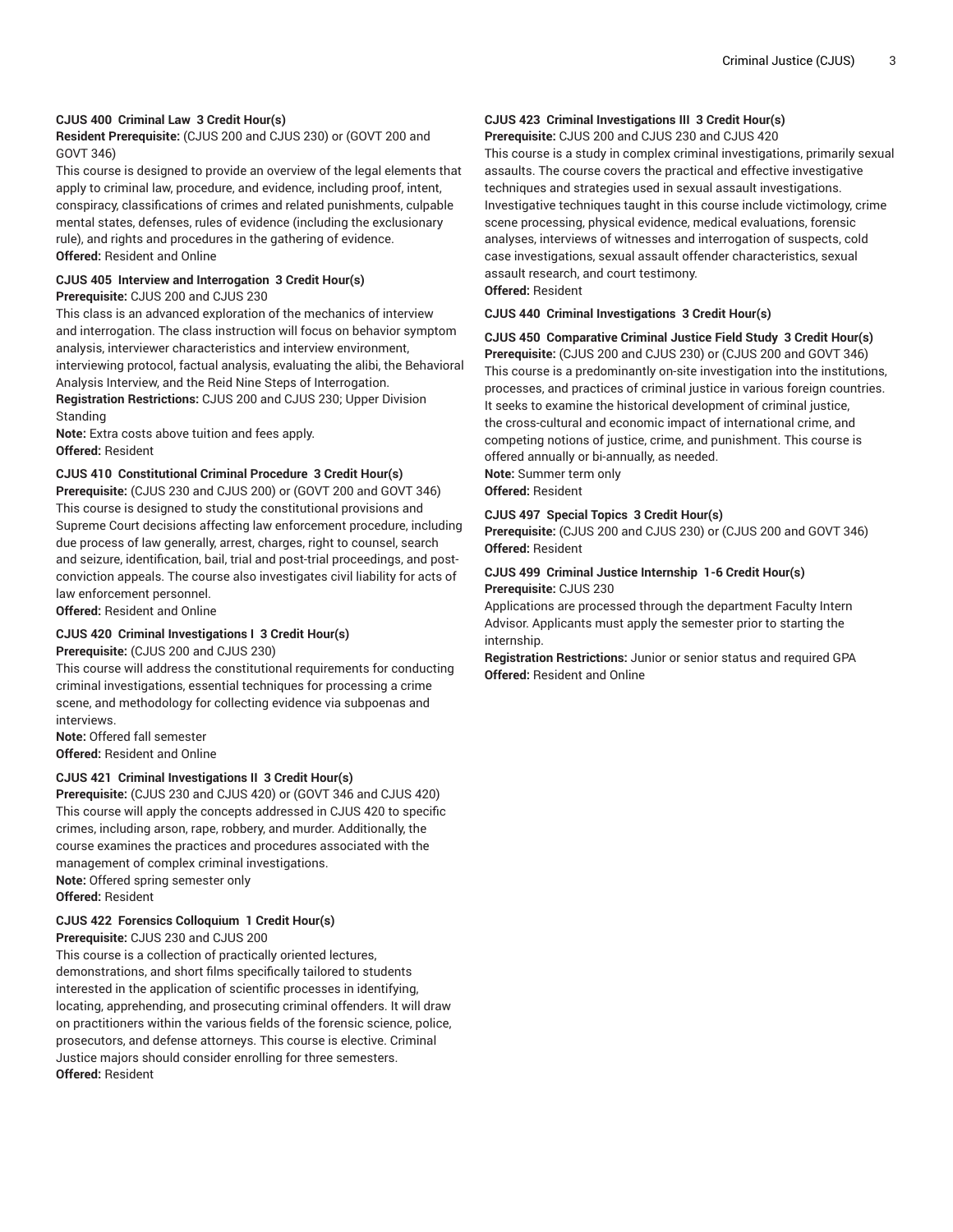**CJUS 400 Criminal Law 3 Credit Hour(s)**
**Resident Prerequisite:** (CJUS 200 and CJUS 230) or (GOVT 200 and GOVT 346)
This course is designed to provide an overview of the legal elements that apply to criminal law, procedure, and evidence, including proof, intent, conspiracy, classifications of crimes and related punishments, culpable mental states, defenses, rules of evidence (including the exclusionary rule), and rights and procedures in the gathering of evidence.
**Offered:** Resident and Online

**CJUS 405 Interview and Interrogation 3 Credit Hour(s)**
**Prerequisite:** CJUS 200 and CJUS 230
This class is an advanced exploration of the mechanics of interview and interrogation. The class instruction will focus on behavior symptom analysis, interviewer characteristics and interview environment, interviewing protocol, factual analysis, evaluating the alibi, the Behavioral Analysis Interview, and the Reid Nine Steps of Interrogation.
**Registration Restrictions:** CJUS 200 and CJUS 230; Upper Division Standing
**Note:** Extra costs above tuition and fees apply.
**Offered:** Resident

**CJUS 410 Constitutional Criminal Procedure 3 Credit Hour(s)**
**Prerequisite:** (CJUS 230 and CJUS 200) or (GOVT 200 and GOVT 346)
This course is designed to study the constitutional provisions and Supreme Court decisions affecting law enforcement procedure, including due process of law generally, arrest, charges, right to counsel, search and seizure, identification, bail, trial and post-trial proceedings, and post-conviction appeals. The course also investigates civil liability for acts of law enforcement personnel.
**Offered:** Resident and Online

**CJUS 420 Criminal Investigations I 3 Credit Hour(s)**
**Prerequisite:** (CJUS 200 and CJUS 230)
This course will address the constitutional requirements for conducting criminal investigations, essential techniques for processing a crime scene, and methodology for collecting evidence via subpoenas and interviews.
**Note:** Offered fall semester
**Offered:** Resident and Online

**CJUS 421 Criminal Investigations II 3 Credit Hour(s)**
**Prerequisite:** (CJUS 230 and CJUS 420) or (GOVT 346 and CJUS 420)
This course will apply the concepts addressed in CJUS 420 to specific crimes, including arson, rape, robbery, and murder. Additionally, the course examines the practices and procedures associated with the management of complex criminal investigations.
**Note:** Offered spring semester only
**Offered:** Resident

**CJUS 422 Forensics Colloquium 1 Credit Hour(s)**
**Prerequisite:** CJUS 230 and CJUS 200
This course is a collection of practically oriented lectures, demonstrations, and short films specifically tailored to students interested in the application of scientific processes in identifying, locating, apprehending, and prosecuting criminal offenders. It will draw on practitioners within the various fields of the forensic science, police, prosecutors, and defense attorneys. This course is elective. Criminal Justice majors should consider enrolling for three semesters.
**Offered:** Resident

**CJUS 423 Criminal Investigations III 3 Credit Hour(s)**
**Prerequisite:** CJUS 200 and CJUS 230 and CJUS 420
This course is a study in complex criminal investigations, primarily sexual assaults. The course covers the practical and effective investigative techniques and strategies used in sexual assault investigations. Investigative techniques taught in this course include victimology, crime scene processing, physical evidence, medical evaluations, forensic analyses, interviews of witnesses and interrogation of suspects, cold case investigations, sexual assault offender characteristics, sexual assault research, and court testimony.
**Offered:** Resident

**CJUS 440 Criminal Investigations 3 Credit Hour(s)**

**CJUS 450 Comparative Criminal Justice Field Study 3 Credit Hour(s)**
**Prerequisite:** (CJUS 200 and CJUS 230) or (CJUS 200 and GOVT 346)
This course is a predominantly on-site investigation into the institutions, processes, and practices of criminal justice in various foreign countries. It seeks to examine the historical development of criminal justice, the cross-cultural and economic impact of international crime, and competing notions of justice, crime, and punishment. This course is offered annually or bi-annually, as needed.
**Note:** Summer term only
**Offered:** Resident

**CJUS 497 Special Topics 3 Credit Hour(s)**
**Prerequisite:** (CJUS 200 and CJUS 230) or (CJUS 200 and GOVT 346)
**Offered:** Resident

**CJUS 499 Criminal Justice Internship 1-6 Credit Hour(s)**
**Prerequisite:** CJUS 230
Applications are processed through the department Faculty Intern Advisor. Applicants must apply the semester prior to starting the internship.
**Registration Restrictions:** Junior or senior status and required GPA
**Offered:** Resident and Online